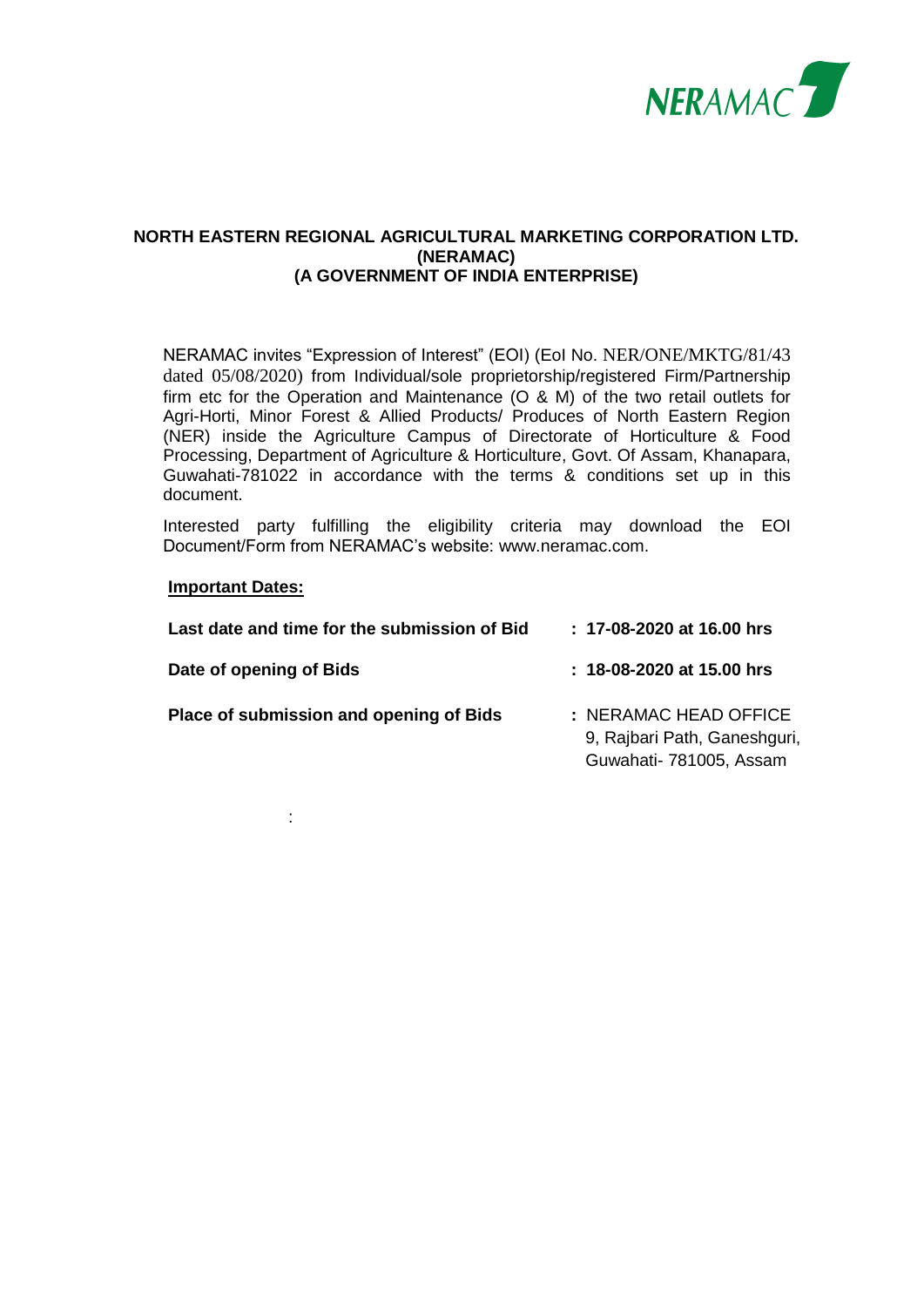NERAMAC

## NORTH EASTERN REGIONAL AGRICULTURAL MARKETING CORPORATION LTD. (NERAMAC) (A GOVERNMENT OF INDIA ENTERPRISE)

NERAMAC invites “Expression of Interest” (EOI) (EoI No. NER/ONE/MKTG/81/43 dated 05/08/2020) from Individual/sole proprietorship/registered Firm/Partnership firm etc for the Operation and Maintenance (O & M) of the two retail outlets for Agri-Horti, Minor Forest & Allied Products/ Produces of North Eastern Region (NER) inside the Agriculture Campus of Directorate of Horticulture & Food Processing, Department of Agriculture & Horticulture, Govt. Of Assam, Khanapara, Guwahati-781022 in accordance with the terms & conditions set up in this document.

Interested party fulfilling the eligibility criteria may download the EOI Document/Form from NERAMAC’s website: www.neramac.com.

**Important Dates:**

| | |
|---|---|
| **Last date and time for the submission of Bid** | **: 17-08-2020 at 16.00 hrs** |
| **Date of opening of Bids** | **: 18-08-2020 at 15.00 hrs** |
| **Place of submission and opening of Bids** | **:** NERAMAC HEAD OFFICE 9, Rajbari Path, Ganeshguri, Guwahati- 781005, Assam |

: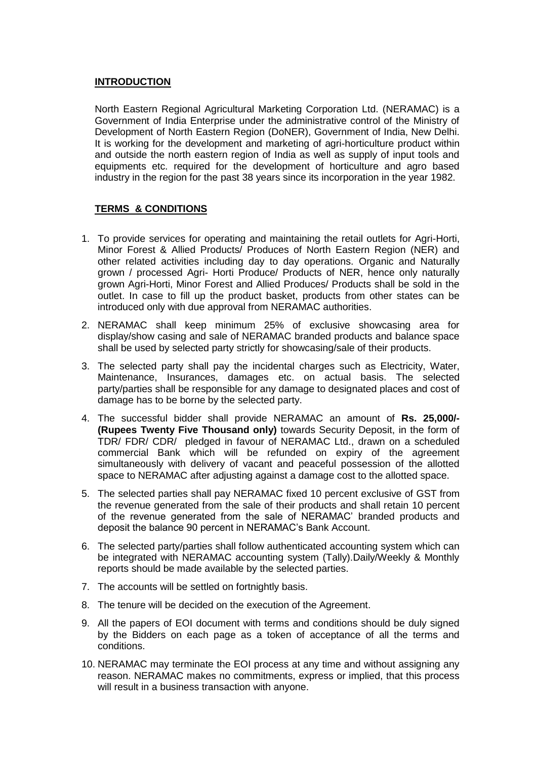## INTRODUCTION

North Eastern Regional Agricultural Marketing Corporation Ltd. (NERAMAC) is a Government of India Enterprise under the administrative control of the Ministry of Development of North Eastern Region (DoNER), Government of India, New Delhi. It is working for the development and marketing of agri-horticulture product within and outside the north eastern region of India as well as supply of input tools and equipments etc. required for the development of horticulture and agro based industry in the region for the past 38 years since its incorporation in the year 1982.

## TERMS & CONDITIONS

1. To provide services for operating and maintaining the retail outlets for Agri-Horti, Minor Forest & Allied Products/ Produces of North Eastern Region (NER) and other related activities including day to day operations. Organic and Naturally grown / processed Agri- Horti Produce/ Products of NER, hence only naturally grown Agri-Horti, Minor Forest and Allied Produces/ Products shall be sold in the outlet. In case to fill up the product basket, products from other states can be introduced only with due approval from NERAMAC authorities.
2. NERAMAC shall keep minimum 25% of exclusive showcasing area for display/show casing and sale of NERAMAC branded products and balance space shall be used by selected party strictly for showcasing/sale of their products.
3. The selected party shall pay the incidental charges such as Electricity, Water, Maintenance, Insurances, damages etc. on actual basis. The selected party/parties shall be responsible for any damage to designated places and cost of damage has to be borne by the selected party.
4. The successful bidder shall provide NERAMAC an amount of **Rs. 25,000/- (Rupees Twenty Five Thousand only)** towards Security Deposit, in the form of TDR/ FDR/ CDR/ pledged in favour of NERAMAC Ltd., drawn on a scheduled commercial Bank which will be refunded on expiry of the agreement simultaneously with delivery of vacant and peaceful possession of the allotted space to NERAMAC after adjusting against a damage cost to the allotted space.
5. The selected parties shall pay NERAMAC fixed 10 percent exclusive of GST from the revenue generated from the sale of their products and shall retain 10 percent of the revenue generated from the sale of NERAMAC' branded products and deposit the balance 90 percent in NERAMAC's Bank Account.
6. The selected party/parties shall follow authenticated accounting system which can be integrated with NERAMAC accounting system (Tally).Daily/Weekly & Monthly reports should be made available by the selected parties.
7. The accounts will be settled on fortnightly basis.
8. The tenure will be decided on the execution of the Agreement.
9. All the papers of EOI document with terms and conditions should be duly signed by the Bidders on each page as a token of acceptance of all the terms and conditions.
10. NERAMAC may terminate the EOI process at any time and without assigning any reason. NERAMAC makes no commitments, express or implied, that this process will result in a business transaction with anyone.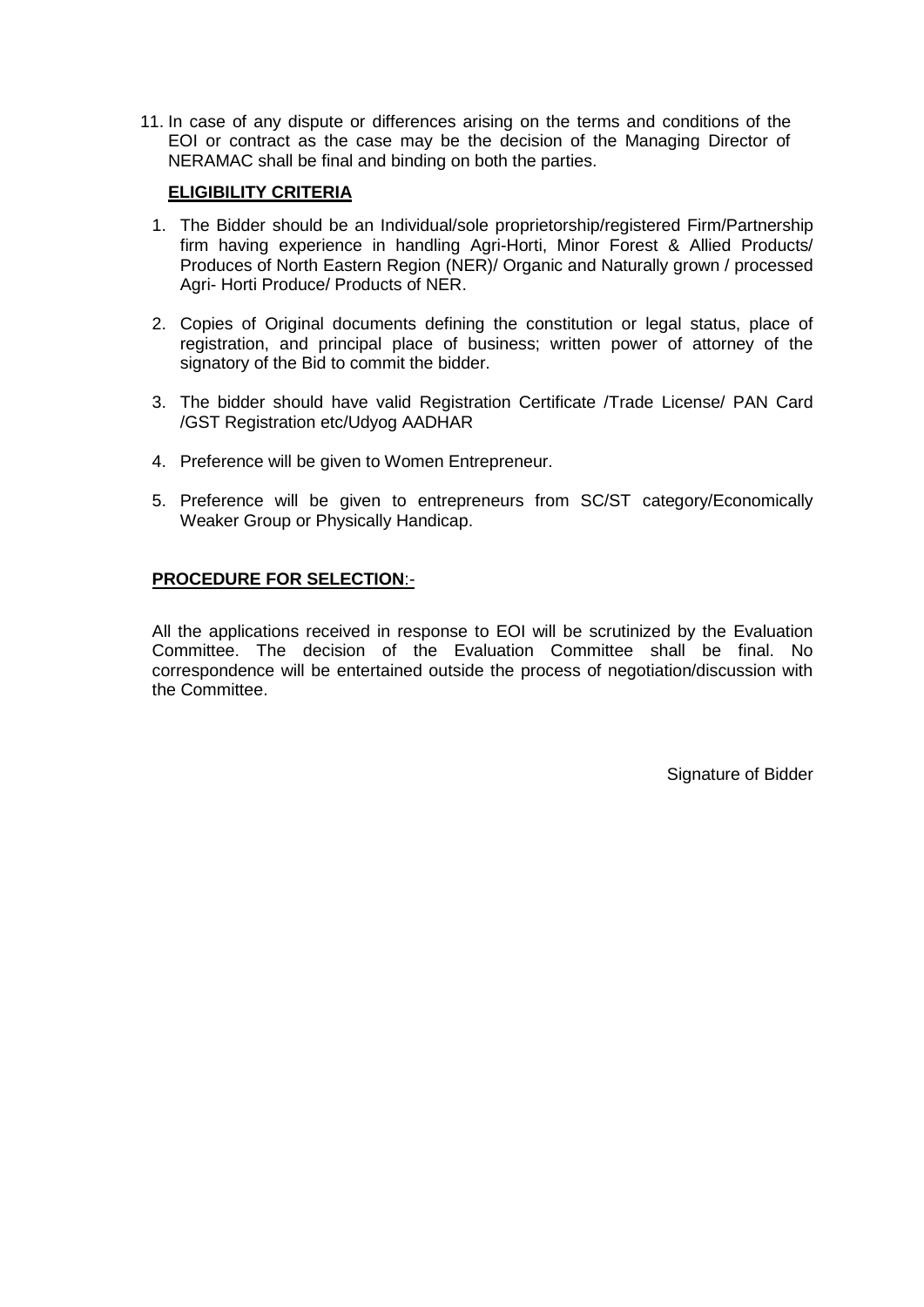11. In case of any dispute or differences arising on the terms and conditions of the EOI or contract as the case may be the decision of the Managing Director of NERAMAC shall be final and binding on both the parties.

**ELIGIBILITY CRITERIA**

1. The Bidder should be an Individual/sole proprietorship/registered Firm/Partnership firm having experience in handling Agri-Horti, Minor Forest & Allied Products/ Produces of North Eastern Region (NER)/ Organic and Naturally grown / processed Agri- Horti Produce/ Products of NER.

2. Copies of Original documents defining the constitution or legal status, place of registration, and principal place of business; written power of attorney of the signatory of the Bid to commit the bidder.

3. The bidder should have valid Registration Certificate /Trade License/ PAN Card /GST Registration etc/Udyog AADHAR

4. Preference will be given to Women Entrepreneur.

5. Preference will be given to entrepreneurs from SC/ST category/Economically Weaker Group or Physically Handicap.

**PROCEDURE FOR SELECTION**:-

All the applications received in response to EOI will be scrutinized by the Evaluation Committee. The decision of the Evaluation Committee shall be final. No correspondence will be entertained outside the process of negotiation/discussion with the Committee.

Signature of Bidder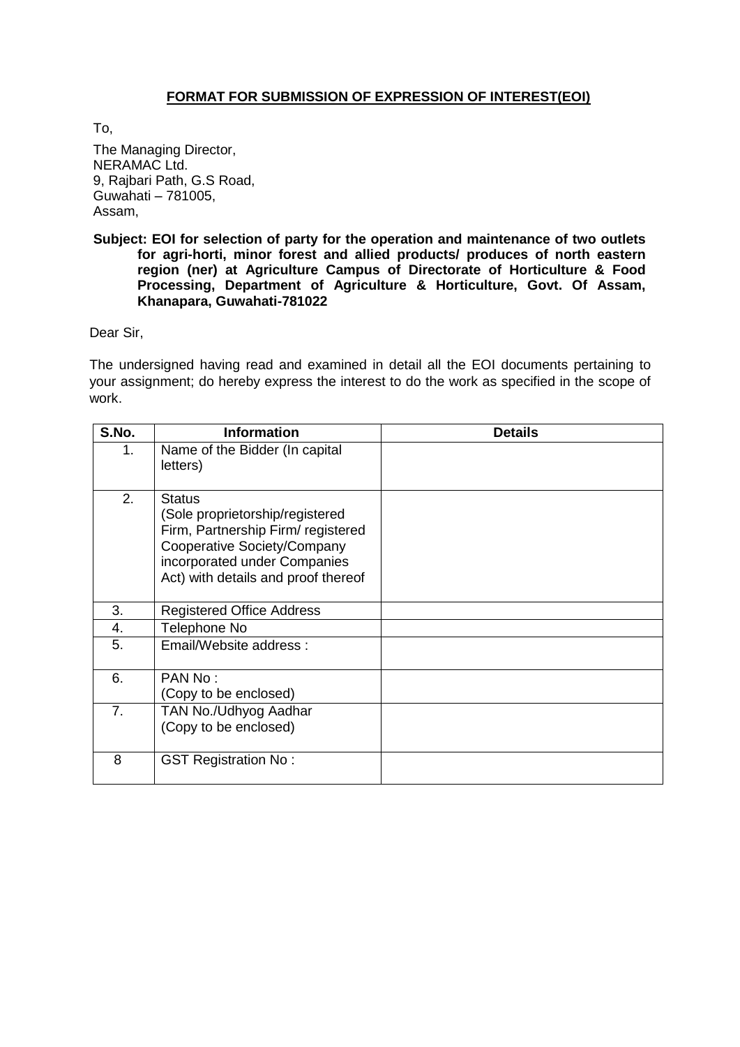## FORMAT FOR SUBMISSION OF EXPRESSION OF INTEREST(EOI)

To,

The Managing Director,
NERAMAC Ltd.
9, Rajbari Path, G.S Road,
Guwahati – 781005,
Assam,

**Subject: EOI for selection of party for the operation and maintenance of two outlets for agri-horti, minor forest and allied products/ produces of north eastern region (ner) at Agriculture Campus of Directorate of Horticulture & Food Processing, Department of Agriculture & Horticulture, Govt. Of Assam, Khanapara, Guwahati-781022**

Dear Sir,

The undersigned having read and examined in detail all the EOI documents pertaining to your assignment; do hereby express the interest to do the work as specified in the scope of work.

| S.No. | Information | Details |
|---|---|---|
| 1. | Name of the Bidder (In capital letters) | |
| 2. | Status (Sole proprietorship/registered Firm, Partnership Firm/ registered Cooperative Society/Company incorporated under Companies Act) with details and proof thereof | |
| 3. | Registered Office Address | |
| 4. | Telephone No | |
| 5. | Email/Website address : | |
| 6. | PAN No : (Copy to be enclosed) | |
| 7. | TAN No./Udhyog Aadhar (Copy to be enclosed) | |
| 8 | GST Registration No : | |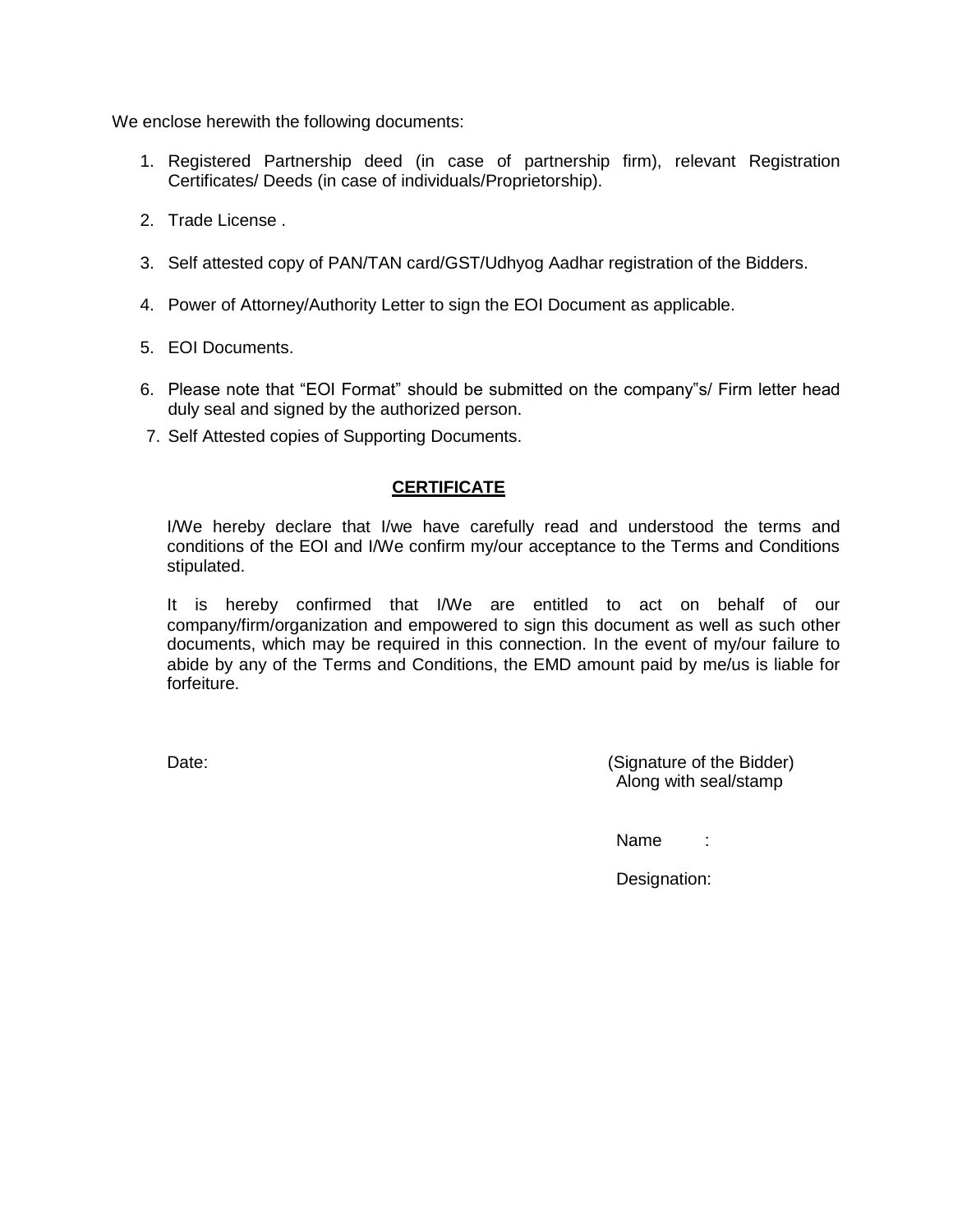We enclose herewith the following documents:

1. Registered Partnership deed (in case of partnership firm), relevant Registration Certificates/ Deeds (in case of individuals/Proprietorship).
2. Trade License .
3. Self attested copy of PAN/TAN card/GST/Udhyog Aadhar registration of the Bidders.
4. Power of Attorney/Authority Letter to sign the EOI Document as applicable.
5. EOI Documents.
6. Please note that "EOI Format" should be submitted on the company"s/ Firm letter head duly seal and signed by the authorized person.
7. Self Attested copies of Supporting Documents.

## **CERTIFICATE**

I/We hereby declare that I/we have carefully read and understood the terms and conditions of the EOI and I/We confirm my/our acceptance to the Terms and Conditions stipulated.

It is hereby confirmed that I/We are entitled to act on behalf of our company/firm/organization and empowered to sign this document as well as such other documents, which may be required in this connection. In the event of my/our failure to abide by any of the Terms and Conditions, the EMD amount paid by me/us is liable for forfeiture.

Date:

(Signature of the Bidder)
Along with seal/stamp

Name :

Designation: